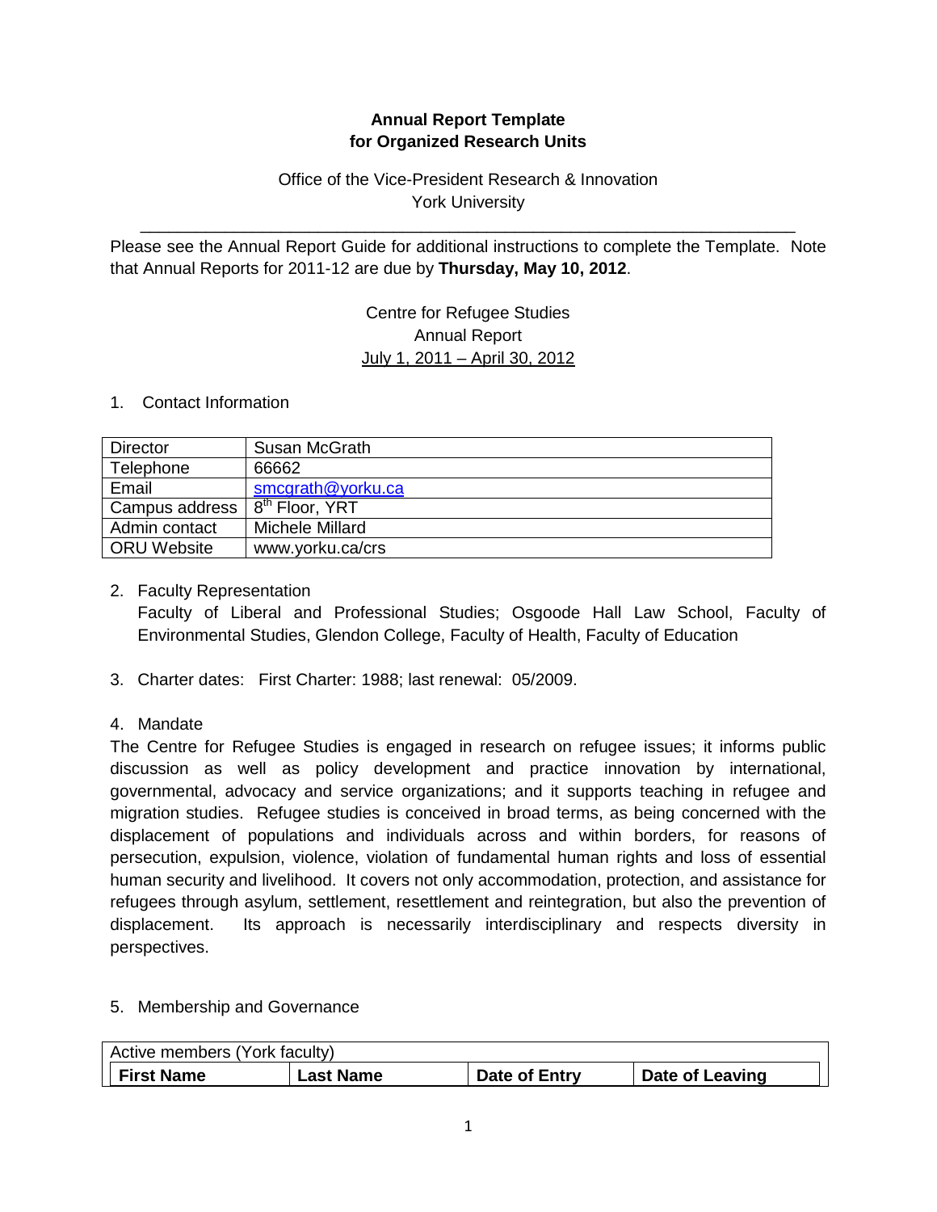**Annual Report Template**
**for Organized Research Units**

Office of the Vice-President Research & Innovation
York University

---

Please see the Annual Report Guide for additional instructions to complete the Template. Note that Annual Reports for 2011-12 are due by **Thursday, May 10, 2012**.

Centre for Refugee Studies
Annual Report
July 1, 2011 – April 30, 2012

1. Contact Information

| | |
|---|---|
| Director | Susan McGrath |
| Telephone | 66662 |
| Email | smcgrath@yorku.ca |
| Campus address | 8th Floor, YRT |
| Admin contact | Michele Millard |
| ORU Website | www.yorku.ca/crs |

2. Faculty Representation
   Faculty of Liberal and Professional Studies; Osgoode Hall Law School, Faculty of Environmental Studies, Glendon College, Faculty of Health, Faculty of Education

3. Charter dates: First Charter: 1988; last renewal: 05/2009.

4. Mandate

The Centre for Refugee Studies is engaged in research on refugee issues; it informs public discussion as well as policy development and practice innovation by international, governmental, advocacy and service organizations; and it supports teaching in refugee and migration studies. Refugee studies is conceived in broad terms, as being concerned with the displacement of populations and individuals across and within borders, for reasons of persecution, expulsion, violence, violation of fundamental human rights and loss of essential human security and livelihood. It covers not only accommodation, protection, and assistance for refugees through asylum, settlement, resettlement and reintegration, but also the prevention of displacement. Its approach is necessarily interdisciplinary and respects diversity in perspectives.

5. Membership and Governance

| Active members (York faculty) | | | |
|---|---|---|---|
| **First Name** | **Last Name** | **Date of Entry** | **Date of Leaving** |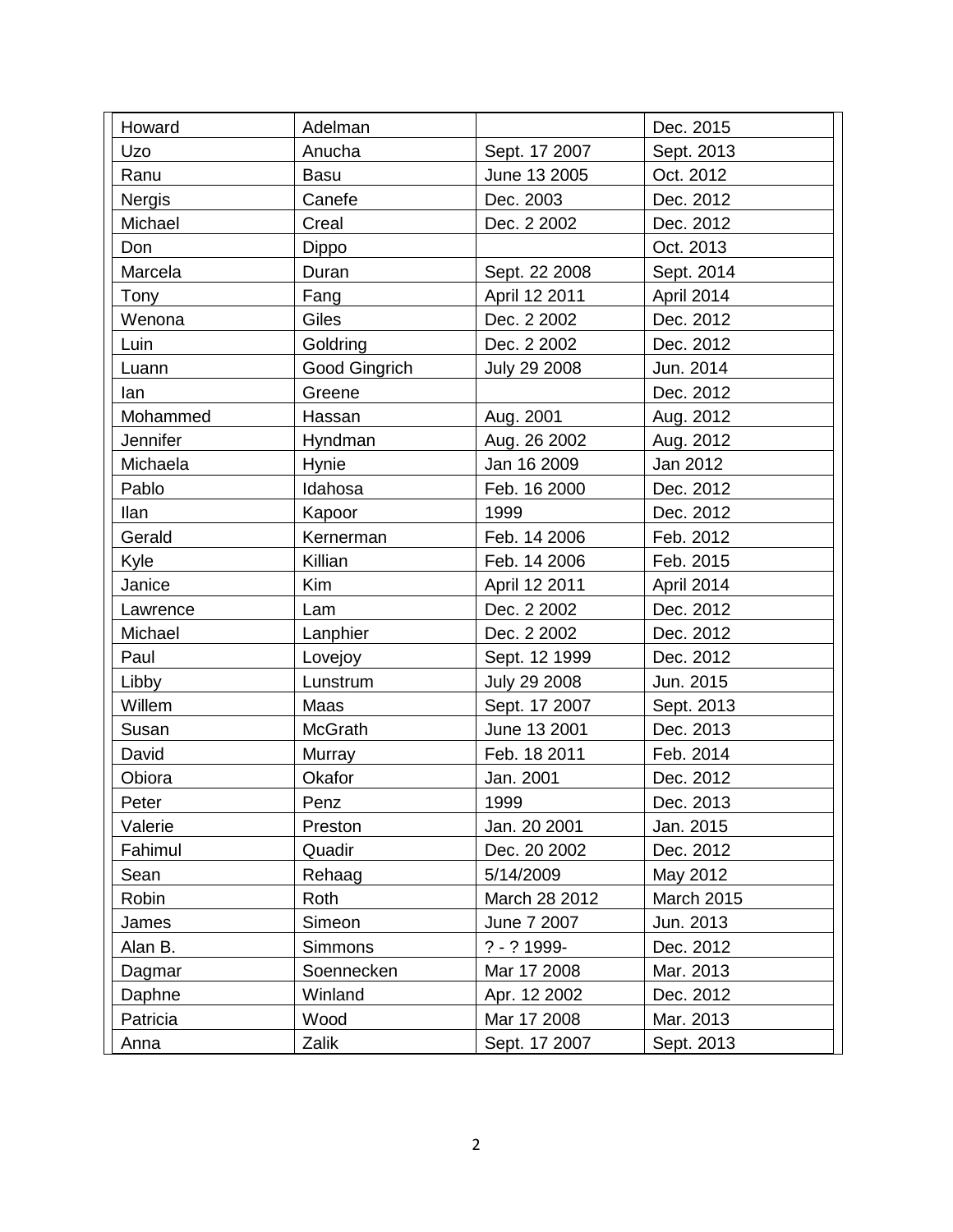| Howard | Adelman | | Dec. 2015 |
|---|---|---|---|
| Uzo | Anucha | Sept. 17 2007 | Sept. 2013 |
| Ranu | Basu | June 13 2005 | Oct. 2012 |
| Nergis | Canefe | Dec. 2003 | Dec. 2012 |
| Michael | Creal | Dec. 2 2002 | Dec. 2012 |
| Don | Dippo | | Oct. 2013 |
| Marcela | Duran | Sept. 22 2008 | Sept. 2014 |
| Tony | Fang | April 12 2011 | April 2014 |
| Wenona | Giles | Dec. 2 2002 | Dec. 2012 |
| Luin | Goldring | Dec. 2 2002 | Dec. 2012 |
| Luann | Good Gingrich | July 29 2008 | Jun. 2014 |
| Ian | Greene | | Dec. 2012 |
| Mohammed | Hassan | Aug. 2001 | Aug. 2012 |
| Jennifer | Hyndman | Aug. 26 2002 | Aug. 2012 |
| Michaela | Hynie | Jan 16 2009 | Jan 2012 |
| Pablo | Idahosa | Feb. 16 2000 | Dec. 2012 |
| Ilan | Kapoor | 1999 | Dec. 2012 |
| Gerald | Kernerman | Feb. 14 2006 | Feb. 2012 |
| Kyle | Killian | Feb. 14 2006 | Feb. 2015 |
| Janice | Kim | April 12 2011 | April 2014 |
| Lawrence | Lam | Dec. 2 2002 | Dec. 2012 |
| Michael | Lanphier | Dec. 2 2002 | Dec. 2012 |
| Paul | Lovejoy | Sept. 12 1999 | Dec. 2012 |
| Libby | Lunstrum | July 29 2008 | Jun. 2015 |
| Willem | Maas | Sept. 17 2007 | Sept. 2013 |
| Susan | McGrath | June 13 2001 | Dec. 2013 |
| David | Murray | Feb. 18 2011 | Feb. 2014 |
| Obiora | Okafor | Jan. 2001 | Dec. 2012 |
| Peter | Penz | 1999 | Dec. 2013 |
| Valerie | Preston | Jan. 20 2001 | Jan. 2015 |
| Fahimul | Quadir | Dec. 20 2002 | Dec. 2012 |
| Sean | Rehaag | 5/14/2009 | May 2012 |
| Robin | Roth | March 28 2012 | March 2015 |
| James | Simeon | June 7 2007 | Jun. 2013 |
| Alan B. | Simmons | ? - ? 1999- | Dec. 2012 |
| Dagmar | Soennecken | Mar 17 2008 | Mar. 2013 |
| Daphne | Winland | Apr. 12 2002 | Dec. 2012 |
| Patricia | Wood | Mar 17 2008 | Mar. 2013 |
| Anna | Zalik | Sept. 17 2007 | Sept. 2013 |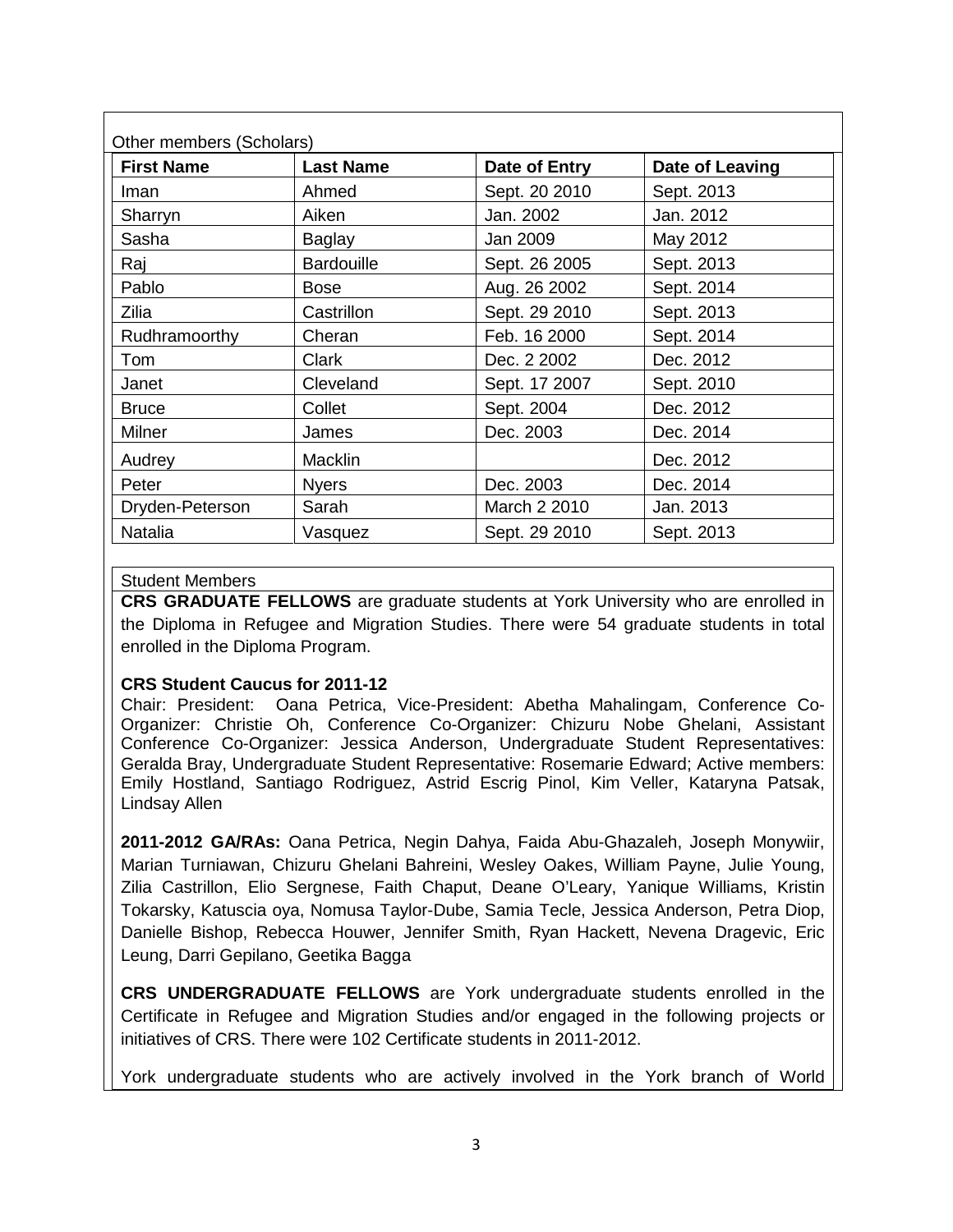Other members (Scholars)

| First Name | Last Name | Date of Entry | Date of Leaving |
|---|---|---|---|
| Iman | Ahmed | Sept. 20 2010 | Sept. 2013 |
| Sharryn | Aiken | Jan. 2002 | Jan. 2012 |
| Sasha | Baglay | Jan 2009 | May 2012 |
| Raj | Bardouille | Sept. 26 2005 | Sept. 2013 |
| Pablo | Bose | Aug. 26 2002 | Sept. 2014 |
| Zilia | Castrillon | Sept. 29 2010 | Sept. 2013 |
| Rudhramoorthy | Cheran | Feb. 16 2000 | Sept. 2014 |
| Tom | Clark | Dec. 2 2002 | Dec. 2012 |
| Janet | Cleveland | Sept. 17 2007 | Sept. 2010 |
| Bruce | Collet | Sept. 2004 | Dec. 2012 |
| Milner | James | Dec. 2003 | Dec. 2014 |
| Audrey | Macklin | | Dec. 2012 |
| Peter | Nyers | Dec. 2003 | Dec. 2014 |
| Dryden-Peterson | Sarah | March 2 2010 | Jan. 2013 |
| Natalia | Vasquez | Sept. 29 2010 | Sept. 2013 |

Student Members

**CRS GRADUATE FELLOWS** are graduate students at York University who are enrolled in the Diploma in Refugee and Migration Studies. There were 54 graduate students in total enrolled in the Diploma Program.

**CRS Student Caucus for 2011-12**

Chair: President: Oana Petrica, Vice-President: Abetha Mahalingam, Conference Co-Organizer: Christie Oh, Conference Co-Organizer: Chizuru Nobe Ghelani, Assistant Conference Co-Organizer: Jessica Anderson, Undergraduate Student Representatives: Geralda Bray, Undergraduate Student Representative: Rosemarie Edward; Active members: Emily Hostland, Santiago Rodriguez, Astrid Escrig Pinol, Kim Veller, Kataryna Patsak, Lindsay Allen

**2011-2012 GA/RAs:** Oana Petrica, Negin Dahya, Faida Abu-Ghazaleh, Joseph Monywiir, Marian Turniawan, Chizuru Ghelani Bahreini, Wesley Oakes, William Payne, Julie Young, Zilia Castrillon, Elio Sergnese, Faith Chaput, Deane O'Leary, Yanique Williams, Kristin Tokarsky, Katuscia oya, Nomusa Taylor-Dube, Samia Tecle, Jessica Anderson, Petra Diop, Danielle Bishop, Rebecca Houwer, Jennifer Smith, Ryan Hackett, Nevena Dragevic, Eric Leung, Darri Gepilano, Geetika Bagga

**CRS UNDERGRADUATE FELLOWS** are York undergraduate students enrolled in the Certificate in Refugee and Migration Studies and/or engaged in the following projects or initiatives of CRS. There were 102 Certificate students in 2011-2012.

York undergraduate students who are actively involved in the York branch of World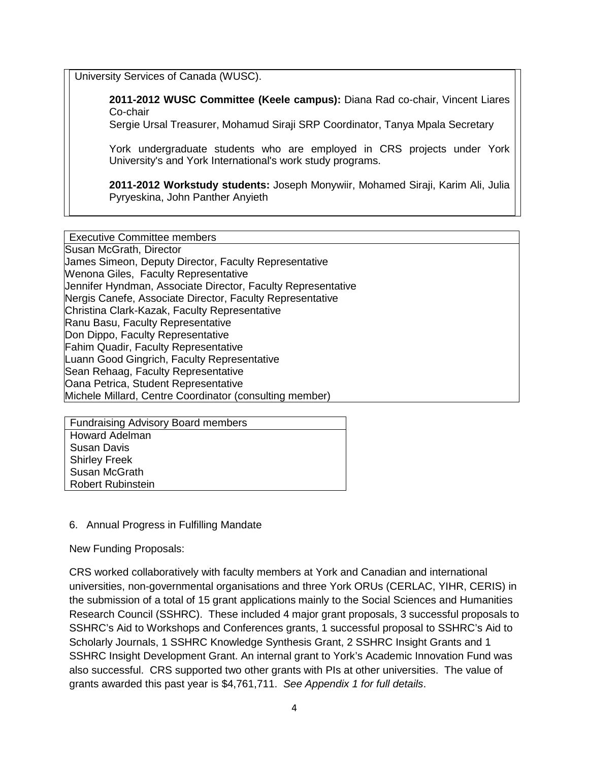University Services of Canada (WUSC).

> **2011-2012 WUSC Committee (Keele campus):** Diana Rad co-chair, Vincent Liares Co-chair
> Sergie Ursal Treasurer, Mohamud Siraji SRP Coordinator, Tanya Mpala Secretary
>
> York undergraduate students who are employed in CRS projects under York University's and York International's work study programs.
>
> **2011-2012 Workstudy students:** Joseph Monywiir, Mohamed Siraji, Karim Ali, Julia Pyryeskina, John Panther Anyieth

| Executive Committee members |
|---|
| Susan McGrath, Director |
| James Simeon, Deputy Director, Faculty Representative |
| Wenona Giles, Faculty Representative |
| Jennifer Hyndman, Associate Director, Faculty Representative |
| Nergis Canefe, Associate Director, Faculty Representative |
| Christina Clark-Kazak, Faculty Representative |
| Ranu Basu, Faculty Representative |
| Don Dippo, Faculty Representative |
| Fahim Quadir, Faculty Representative |
| Luann Good Gingrich, Faculty Representative |
| Sean Rehaag, Faculty Representative |
| Oana Petrica, Student Representative |
| Michele Millard, Centre Coordinator (consulting member) |

| Fundraising Advisory Board members |
|---|
| Howard Adelman |
| Susan Davis |
| Shirley Freek |
| Susan McGrath |
| Robert Rubinstein |

6. Annual Progress in Fulfilling Mandate

New Funding Proposals:

CRS worked collaboratively with faculty members at York and Canadian and international universities, non-governmental organisations and three York ORUs (CERLAC, YIHR, CERIS) in the submission of a total of 15 grant applications mainly to the Social Sciences and Humanities Research Council (SSHRC). These included 4 major grant proposals, 3 successful proposals to SSHRC's Aid to Workshops and Conferences grants, 1 successful proposal to SSHRC's Aid to Scholarly Journals, 1 SSHRC Knowledge Synthesis Grant, 2 SSHRC Insight Grants and 1 SSHRC Insight Development Grant. An internal grant to York's Academic Innovation Fund was also successful. CRS supported two other grants with PIs at other universities. The value of grants awarded this past year is $4,761,711. *See Appendix 1 for full details*.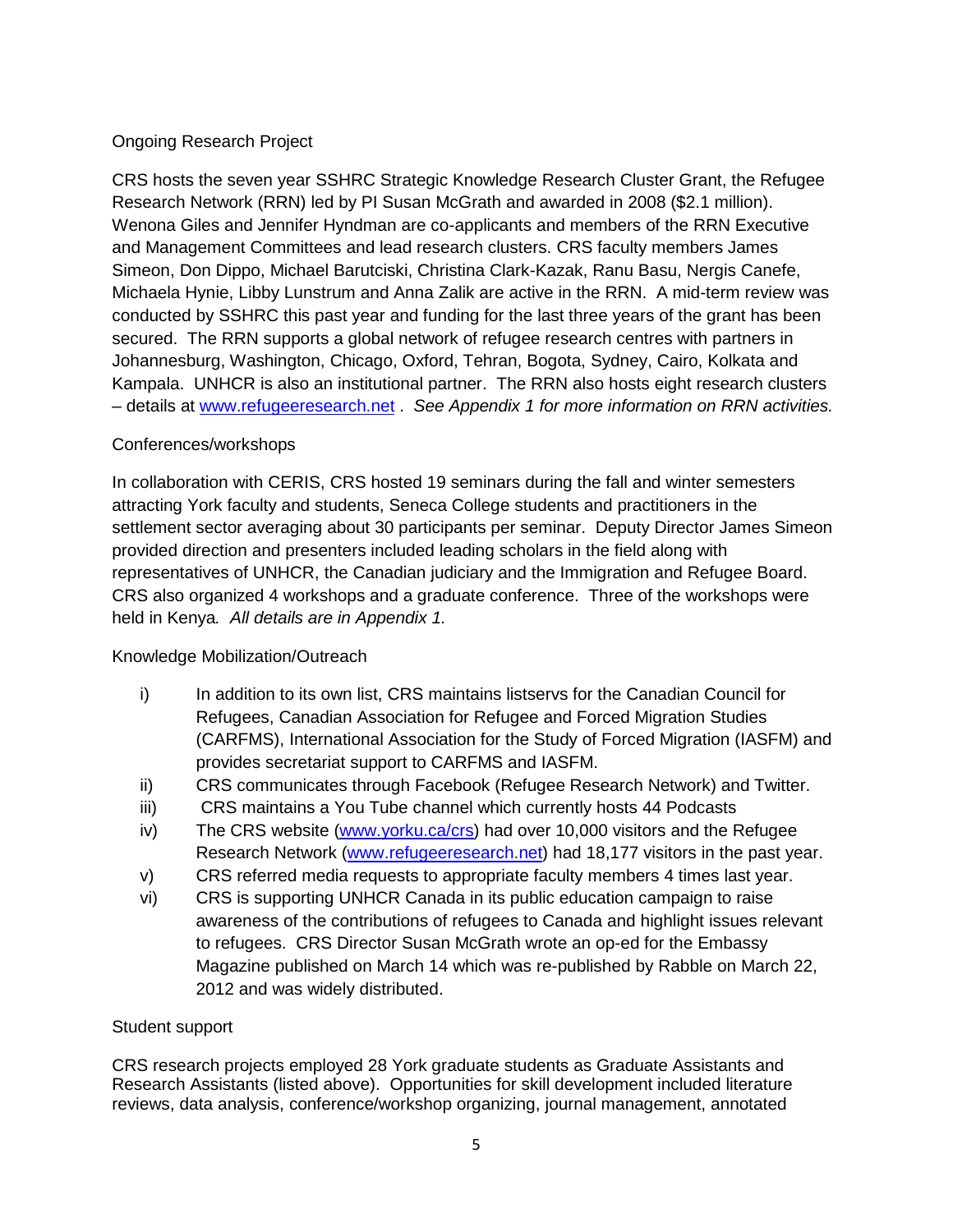## Ongoing Research Project

CRS hosts the seven year SSHRC Strategic Knowledge Research Cluster Grant, the Refugee Research Network (RRN) led by PI Susan McGrath and awarded in 2008 ($2.1 million). Wenona Giles and Jennifer Hyndman are co-applicants and members of the RRN Executive and Management Committees and lead research clusters. CRS faculty members James Simeon, Don Dippo, Michael Barutciski, Christina Clark-Kazak, Ranu Basu, Nergis Canefe, Michaela Hynie, Libby Lunstrum and Anna Zalik are active in the RRN. A mid-term review was conducted by SSHRC this past year and funding for the last three years of the grant has been secured. The RRN supports a global network of refugee research centres with partners in Johannesburg, Washington, Chicago, Oxford, Tehran, Bogota, Sydney, Cairo, Kolkata and Kampala. UNHCR is also an institutional partner. The RRN also hosts eight research clusters – details at www.refugeeresearch.net . *See Appendix 1 for more information on RRN activities.*

## Conferences/workshops

In collaboration with CERIS, CRS hosted 19 seminars during the fall and winter semesters attracting York faculty and students, Seneca College students and practitioners in the settlement sector averaging about 30 participants per seminar. Deputy Director James Simeon provided direction and presenters included leading scholars in the field along with representatives of UNHCR, the Canadian judiciary and the Immigration and Refugee Board. CRS also organized 4 workshops and a graduate conference. Three of the workshops were held in Kenya. *All details are in Appendix 1.*

## Knowledge Mobilization/Outreach

i) In addition to its own list, CRS maintains listservs for the Canadian Council for Refugees, Canadian Association for Refugee and Forced Migration Studies (CARFMS), International Association for the Study of Forced Migration (IASFM) and provides secretariat support to CARFMS and IASFM.
ii) CRS communicates through Facebook (Refugee Research Network) and Twitter.
iii) CRS maintains a You Tube channel which currently hosts 44 Podcasts
iv) The CRS website (www.yorku.ca/crs) had over 10,000 visitors and the Refugee Research Network (www.refugeeresearch.net) had 18,177 visitors in the past year.
v) CRS referred media requests to appropriate faculty members 4 times last year.
vi) CRS is supporting UNHCR Canada in its public education campaign to raise awareness of the contributions of refugees to Canada and highlight issues relevant to refugees. CRS Director Susan McGrath wrote an op-ed for the Embassy Magazine published on March 14 which was re-published by Rabble on March 22, 2012 and was widely distributed.

## Student support

CRS research projects employed 28 York graduate students as Graduate Assistants and Research Assistants (listed above). Opportunities for skill development included literature reviews, data analysis, conference/workshop organizing, journal management, annotated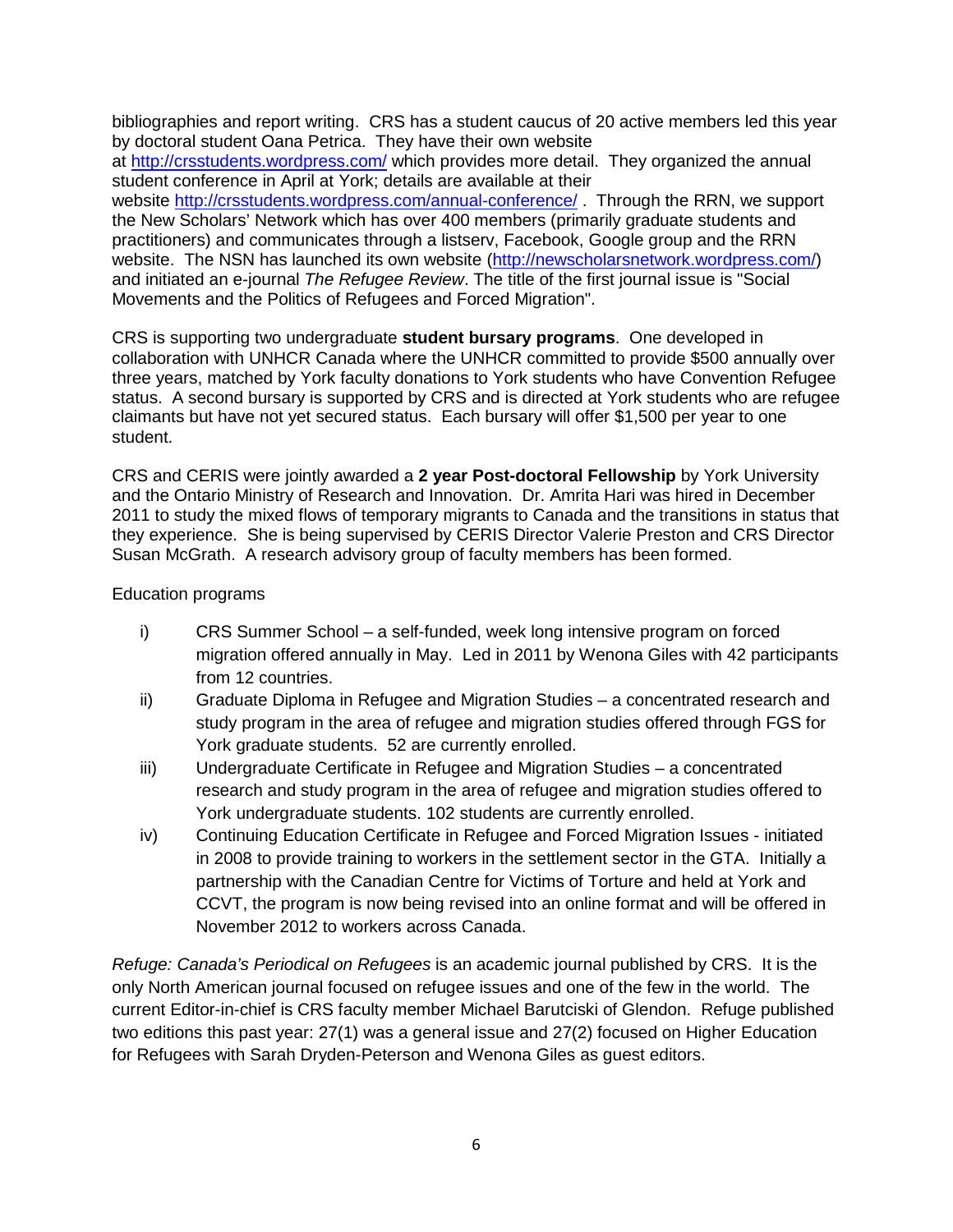bibliographies and report writing. CRS has a student caucus of 20 active members led this year by doctoral student Oana Petrica. They have their own website at http://crsstudents.wordpress.com/ which provides more detail. They organized the annual student conference in April at York; details are available at their website http://crsstudents.wordpress.com/annual-conference/ . Through the RRN, we support the New Scholars' Network which has over 400 members (primarily graduate students and practitioners) and communicates through a listserv, Facebook, Google group and the RRN website. The NSN has launched its own website (http://newscholarsnetwork.wordpress.com/) and initiated an e-journal *The Refugee Review*. The title of the first journal issue is "Social Movements and the Politics of Refugees and Forced Migration".

CRS is supporting two undergraduate **student bursary programs**. One developed in collaboration with UNHCR Canada where the UNHCR committed to provide $500 annually over three years, matched by York faculty donations to York students who have Convention Refugee status. A second bursary is supported by CRS and is directed at York students who are refugee claimants but have not yet secured status. Each bursary will offer $1,500 per year to one student.

CRS and CERIS were jointly awarded a **2 year Post-doctoral Fellowship** by York University and the Ontario Ministry of Research and Innovation. Dr. Amrita Hari was hired in December 2011 to study the mixed flows of temporary migrants to Canada and the transitions in status that they experience. She is being supervised by CERIS Director Valerie Preston and CRS Director Susan McGrath. A research advisory group of faculty members has been formed.

Education programs

i) CRS Summer School – a self-funded, week long intensive program on forced migration offered annually in May. Led in 2011 by Wenona Giles with 42 participants from 12 countries.
ii) Graduate Diploma in Refugee and Migration Studies – a concentrated research and study program in the area of refugee and migration studies offered through FGS for York graduate students. 52 are currently enrolled.
iii) Undergraduate Certificate in Refugee and Migration Studies – a concentrated research and study program in the area of refugee and migration studies offered to York undergraduate students. 102 students are currently enrolled.
iv) Continuing Education Certificate in Refugee and Forced Migration Issues - initiated in 2008 to provide training to workers in the settlement sector in the GTA. Initially a partnership with the Canadian Centre for Victims of Torture and held at York and CCVT, the program is now being revised into an online format and will be offered in November 2012 to workers across Canada.

*Refuge: Canada's Periodical on Refugees* is an academic journal published by CRS. It is the only North American journal focused on refugee issues and one of the few in the world. The current Editor-in-chief is CRS faculty member Michael Barutciski of Glendon. Refuge published two editions this past year: 27(1) was a general issue and 27(2) focused on Higher Education for Refugees with Sarah Dryden-Peterson and Wenona Giles as guest editors.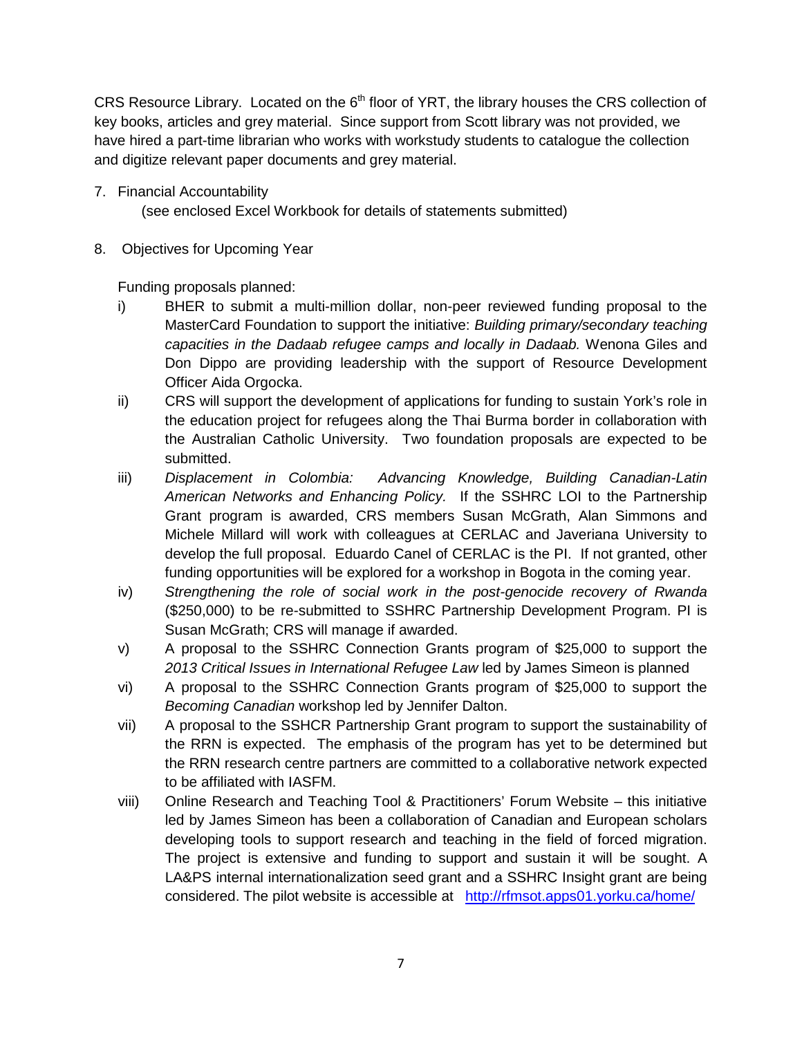CRS Resource Library. Located on the 6th floor of YRT, the library houses the CRS collection of key books, articles and grey material. Since support from Scott library was not provided, we have hired a part-time librarian who works with workstudy students to catalogue the collection and digitize relevant paper documents and grey material.

7. Financial Accountability

   (see enclosed Excel Workbook for details of statements submitted)

8. Objectives for Upcoming Year

   Funding proposals planned:

   i) BHER to submit a multi-million dollar, non-peer reviewed funding proposal to the MasterCard Foundation to support the initiative: *Building primary/secondary teaching capacities in the Dadaab refugee camps and locally in Dadaab.* Wenona Giles and Don Dippo are providing leadership with the support of Resource Development Officer Aida Orgocka.

   ii) CRS will support the development of applications for funding to sustain York's role in the education project for refugees along the Thai Burma border in collaboration with the Australian Catholic University. Two foundation proposals are expected to be submitted.

   iii) *Displacement in Colombia: Advancing Knowledge, Building Canadian-Latin American Networks and Enhancing Policy.* If the SSHRC LOI to the Partnership Grant program is awarded, CRS members Susan McGrath, Alan Simmons and Michele Millard will work with colleagues at CERLAC and Javeriana University to develop the full proposal. Eduardo Canel of CERLAC is the PI. If not granted, other funding opportunities will be explored for a workshop in Bogota in the coming year.

   iv) *Strengthening the role of social work in the post-genocide recovery of Rwanda* ($250,000) to be re-submitted to SSHRC Partnership Development Program. PI is Susan McGrath; CRS will manage if awarded.

   v) A proposal to the SSHRC Connection Grants program of $25,000 to support the *2013 Critical Issues in International Refugee Law* led by James Simeon is planned

   vi) A proposal to the SSHRC Connection Grants program of $25,000 to support the *Becoming Canadian* workshop led by Jennifer Dalton.

   vii) A proposal to the SSHCR Partnership Grant program to support the sustainability of the RRN is expected. The emphasis of the program has yet to be determined but the RRN research centre partners are committed to a collaborative network expected to be affiliated with IASFM.

   viii) Online Research and Teaching Tool & Practitioners' Forum Website – this initiative led by James Simeon has been a collaboration of Canadian and European scholars developing tools to support research and teaching in the field of forced migration. The project is extensive and funding to support and sustain it will be sought. A LA&PS internal internationalization seed grant and a SSHRC Insight grant are being considered. The pilot website is accessible at http://rfmsot.apps01.yorku.ca/home/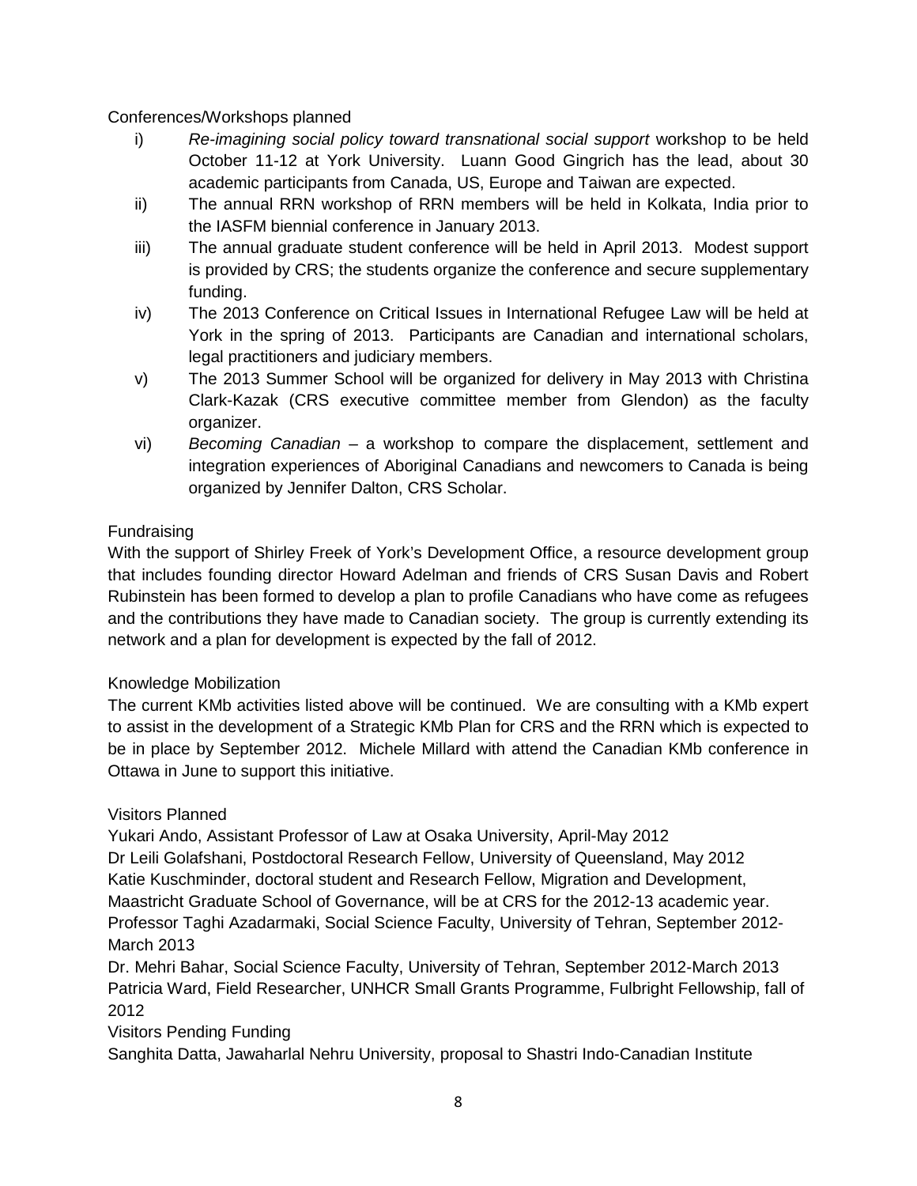Conferences/Workshops planned

i) *Re-imagining social policy toward transnational social support* workshop to be held October 11-12 at York University. Luann Good Gingrich has the lead, about 30 academic participants from Canada, US, Europe and Taiwan are expected.

ii) The annual RRN workshop of RRN members will be held in Kolkata, India prior to the IASFM biennial conference in January 2013.

iii) The annual graduate student conference will be held in April 2013. Modest support is provided by CRS; the students organize the conference and secure supplementary funding.

iv) The 2013 Conference on Critical Issues in International Refugee Law will be held at York in the spring of 2013. Participants are Canadian and international scholars, legal practitioners and judiciary members.

v) The 2013 Summer School will be organized for delivery in May 2013 with Christina Clark-Kazak (CRS executive committee member from Glendon) as the faculty organizer.

vi) *Becoming Canadian* – a workshop to compare the displacement, settlement and integration experiences of Aboriginal Canadians and newcomers to Canada is being organized by Jennifer Dalton, CRS Scholar.

Fundraising

With the support of Shirley Freek of York's Development Office, a resource development group that includes founding director Howard Adelman and friends of CRS Susan Davis and Robert Rubinstein has been formed to develop a plan to profile Canadians who have come as refugees and the contributions they have made to Canadian society. The group is currently extending its network and a plan for development is expected by the fall of 2012.

Knowledge Mobilization

The current KMb activities listed above will be continued. We are consulting with a KMb expert to assist in the development of a Strategic KMb Plan for CRS and the RRN which is expected to be in place by September 2012. Michele Millard with attend the Canadian KMb conference in Ottawa in June to support this initiative.

Visitors Planned

Yukari Ando, Assistant Professor of Law at Osaka University, April-May 2012
Dr Leili Golafshani, Postdoctoral Research Fellow, University of Queensland, May 2012
Katie Kuschminder, doctoral student and Research Fellow, Migration and Development, Maastricht Graduate School of Governance, will be at CRS for the 2012-13 academic year.
Professor Taghi Azadarmaki, Social Science Faculty, University of Tehran, September 2012-March 2013
Dr. Mehri Bahar, Social Science Faculty, University of Tehran, September 2012-March 2013
Patricia Ward, Field Researcher, UNHCR Small Grants Programme, Fulbright Fellowship, fall of 2012

Visitors Pending Funding

Sanghita Datta, Jawaharlal Nehru University, proposal to Shastri Indo-Canadian Institute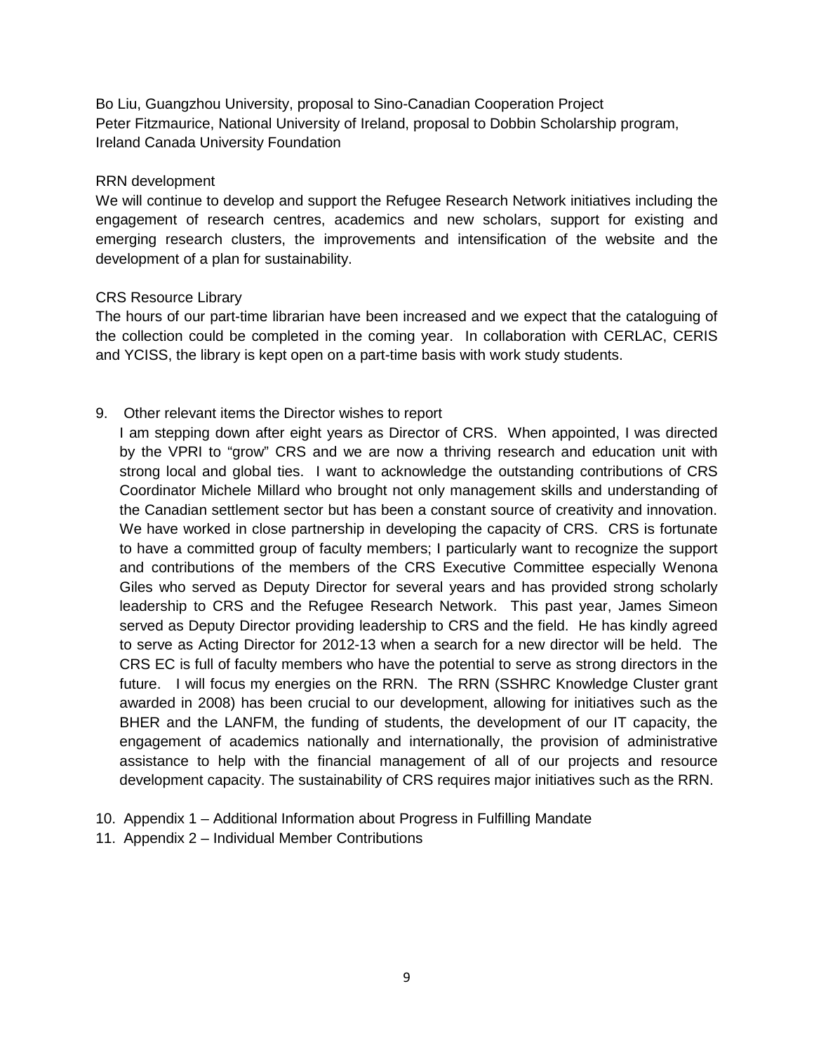Bo Liu, Guangzhou University, proposal to Sino-Canadian Cooperation Project
Peter Fitzmaurice, National University of Ireland, proposal to Dobbin Scholarship program, Ireland Canada University Foundation

RRN development

We will continue to develop and support the Refugee Research Network initiatives including the engagement of research centres, academics and new scholars, support for existing and emerging research clusters, the improvements and intensification of the website and the development of a plan for sustainability.

CRS Resource Library

The hours of our part-time librarian have been increased and we expect that the cataloguing of the collection could be completed in the coming year. In collaboration with CERLAC, CERIS and YCISS, the library is kept open on a part-time basis with work study students.

9. Other relevant items the Director wishes to report

   I am stepping down after eight years as Director of CRS. When appointed, I was directed by the VPRI to "grow" CRS and we are now a thriving research and education unit with strong local and global ties. I want to acknowledge the outstanding contributions of CRS Coordinator Michele Millard who brought not only management skills and understanding of the Canadian settlement sector but has been a constant source of creativity and innovation. We have worked in close partnership in developing the capacity of CRS. CRS is fortunate to have a committed group of faculty members; I particularly want to recognize the support and contributions of the members of the CRS Executive Committee especially Wenona Giles who served as Deputy Director for several years and has provided strong scholarly leadership to CRS and the Refugee Research Network. This past year, James Simeon served as Deputy Director providing leadership to CRS and the field. He has kindly agreed to serve as Acting Director for 2012-13 when a search for a new director will be held. The CRS EC is full of faculty members who have the potential to serve as strong directors in the future. I will focus my energies on the RRN. The RRN (SSHRC Knowledge Cluster grant awarded in 2008) has been crucial to our development, allowing for initiatives such as the BHER and the LANFM, the funding of students, the development of our IT capacity, the engagement of academics nationally and internationally, the provision of administrative assistance to help with the financial management of all of our projects and resource development capacity. The sustainability of CRS requires major initiatives such as the RRN.

10. Appendix 1 – Additional Information about Progress in Fulfilling Mandate
11. Appendix 2 – Individual Member Contributions